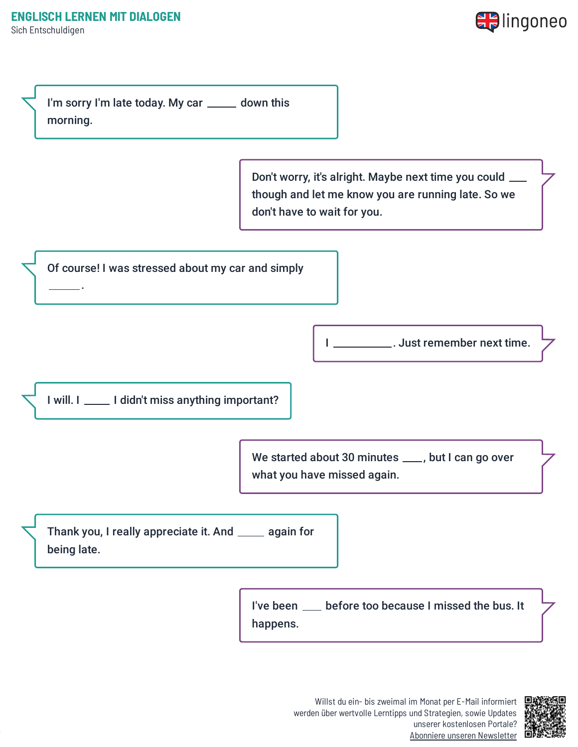# ENGLISCH LERNEN MIT DIALOGEN

Sich Entschuldigen

I'm sorry I'm late today. My car _____ down this morning.

Don't worry, it's alright. Maybe next time you could ___ though and let me know you are running late. So we don't have to wait for you.

Of course! I was stressed about my car and simply ______.

I __________. Just remember next time.

I will. I _____ I didn't miss anything important?

We started about 30 minutes ____, but I can go over what you have missed again.

Thank you, I really appreciate it. And _____ again for being late.

I've been ___ before too because I missed the bus. It happens.

Willst du ein- bis zweimal im Monat per E-Mail informiert werden über wertvolle Lerntipps und Strategien, sowie Updates unserer kostenlosen Portale? Abonniere unseren Newsletter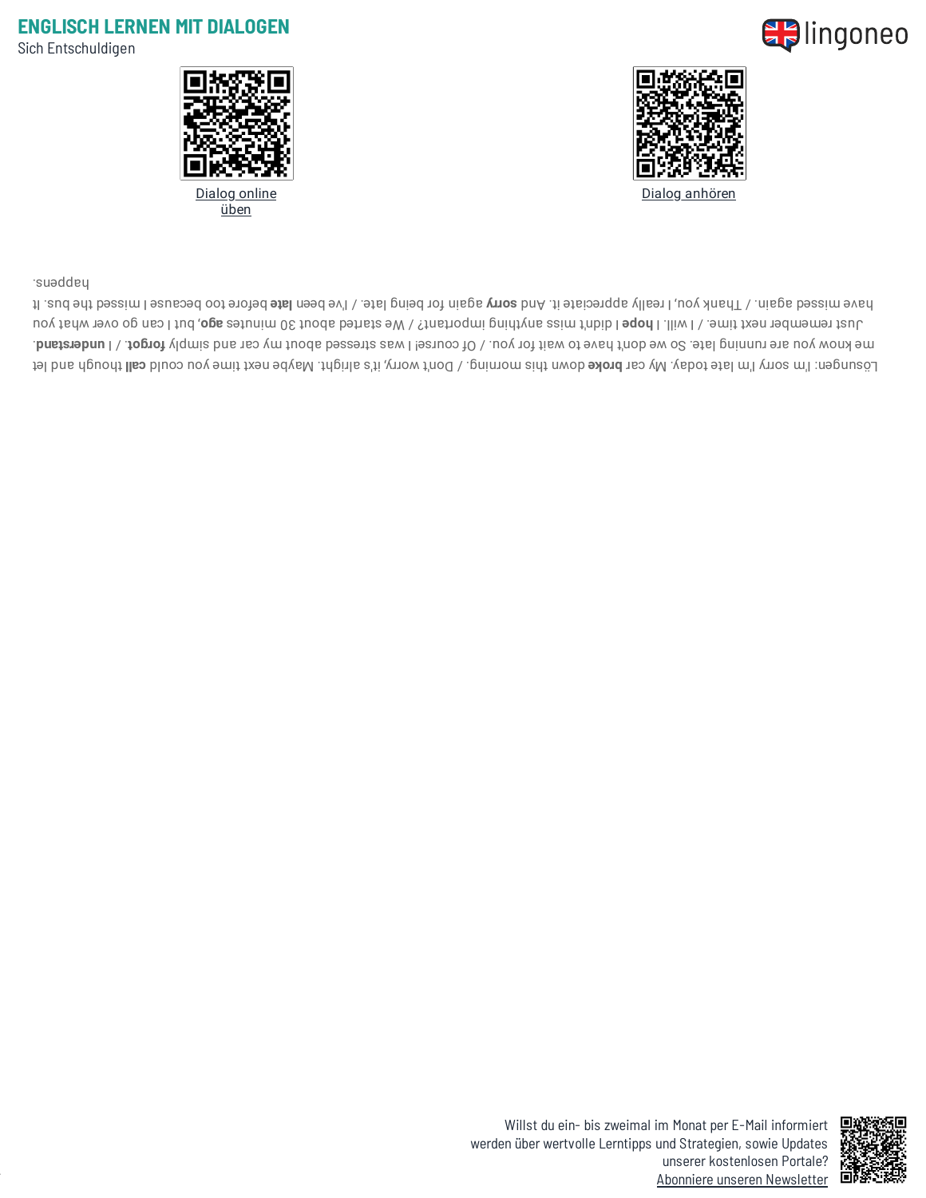# ENGLISCH LERNEN MIT DIALOGEN

Sich Entschuldigen

Dialog online üben

Dialog anhören

Lösungen: I'm sorry I'm late today. My car **broke** down this morning. / Don't worry, it's alright. Maybe next time you could **call** though and let me know you are running late. So we don't have to wait for you. / Of course! I was stressed about my car and simply **forgot**. / I **understand**. Just remember next time. / I will. I **hope** I didn't miss anything important? / We started about 30 minutes **ago**, but I can go over what you have missed again. / Thank you, I really appreciate it. And **sorry** again for being late. / I've been **late** before too because I missed the bus. It happens.

Willst du ein- bis zweimal im Monat per E-Mail informiert werden über wertvolle Lerntipps und Strategien, sowie Updates unserer kostenlosen Portale? Abonniere unseren Newsletter